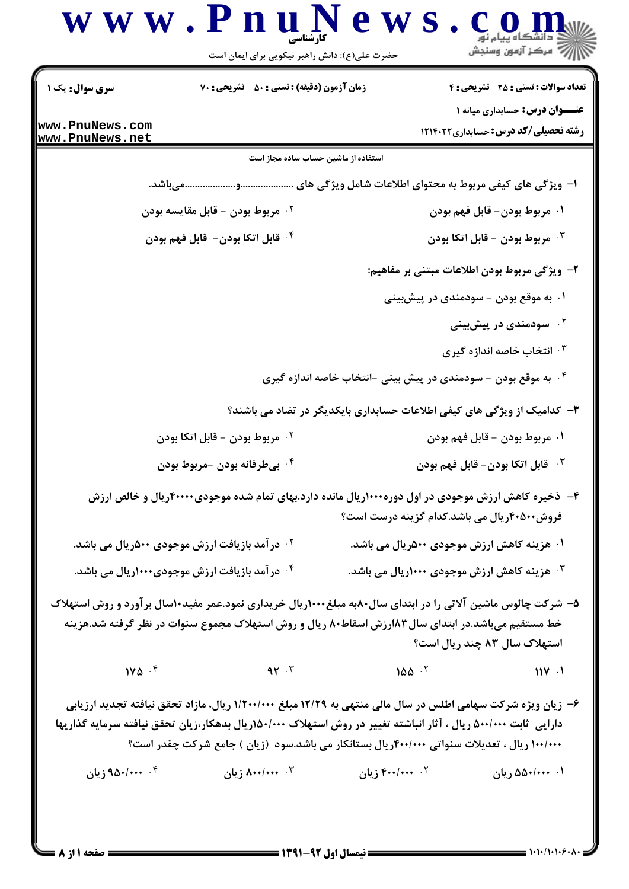**سری سوال:** یک ۱

**زمان آزمون (دقیقه) :** تستی : ۵۰  تشریحی : ۷۰

**تعداد سوالات :** تستی : ۲۵  تشریحی : ۴

**عنـــوان درس:** حسابداری میانه ۱

**رشته تحصیلی/کد درس:** حسابداری ۱۲۱۴۰۲۲

استفاده از ماشین حساب ساده مجاز است

۱- ویژگی های کیفی مربوط به محتوای اطلاعات شامل ویژگی های ....................و....................می‌باشد.

۱. مربوط بودن- قابل فهم بودن

۲. مربوط بودن - قابل مقایسه بودن

۳. مربوط بودن - قابل اتکا بودن

۴. قابل اتکا بودن- قابل فهم بودن

۲- ویژگی مربوط بودن اطلاعات مبتنی بر مفاهیم:

۱. به موقع بودن - سودمندی در پیش‌بینی

۲. سودمندی در پیش‌بینی

۳. انتخاب خاصه اندازه گیری

۴. به موقع بودن - سودمندی در پیش بینی -انتخاب خاصه اندازه گیری

۳- کدامیک از ویژگی های کیفی اطلاعات حسابداری بایکدیگر در تضاد می باشند؟

۱. مربوط بودن - قابل فهم بودن

۲. مربوط بودن - قابل اتکا بودن

۳. قابل اتکا بودن- قابل فهم بودن

۴. بی‌طرفانه بودن -مربوط بودن

۴- ذخیره کاهش ارزش موجودی در اول دوره۱۰۰۰ریال مانده دارد.بهای تمام شده موجودی۴۰۰۰۰ریال و خالص ارزش فروش۴۰۵۰۰ریال می باشد.کدام گزینه درست است؟

۱. هزینه کاهش ارزش موجودی ۵۰۰ریال می باشد.

۲. درآمد بازیافت ارزش موجودی ۵۰۰ریال می باشد.

۳. هزینه کاهش ارزش موجودی ۱۰۰۰ریال می باشد.

۴. درآمد بازیافت ارزش موجودی۱۰۰۰ریال می باشد.

۵- شرکت چالوس ماشین آلاتی را در ابتدای سال۸۰به مبلغ۱۰۰۰ریال خریداری نمود.عمر مفید۱۰سال برآورد و روش استهلاک خط مستقیم می‌باشد.در ابتدای سال۸۳ارزش اسقاط۸۰ ریال و روش استهلاک مجموع سنوات در نظر گرفته شد.هزینه استهلاک سال ۸۳ چند ریال است؟

۱. ۱۱۷

۲. ۱۵۵

۳. ۹۲

۴. ۱۷۵

۶- زیان ویژه شرکت سهامی اطلس در سال مالی منتهی به ۱۲/۲۹ مبلغ ۱/۲۰۰/۰۰۰ ریال، مازاد تحقق نیافته تجدید ارزیابی دارایی ثابت ۵۰۰/۰۰۰ ریال ، آثار انباشته تغییر در روش استهلاک ۱۵۰/۰۰۰ریال بدهکار،زیان تحقق نیافته سرمایه گذاریها ۱۰۰/۰۰۰ ریال ، تعدیلات سنواتی ۴۰۰/۰۰۰ریال بستانکار می باشد.سود (زیان ) جامع شرکت چقدر است؟

۱. ۵۵۰/۰۰۰ زیان

۲. ۴۰۰/۰۰۰ زیان

۳. ۸۰۰/۰۰۰ زیان

۴. ۹۵۰/۰۰۰ زیان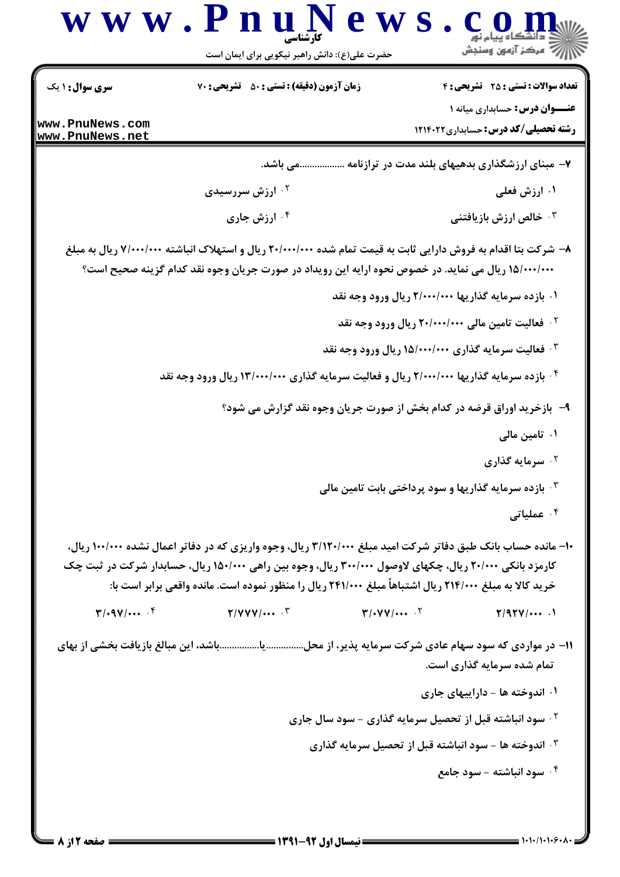**سری سوال:** ۱ یک

**زمان آزمون (دقیقه) : تستی :** ۵۰ **تشریحی :** ۷۰

**تعداد سوالات : تستی :** ۲۵ **تشریحی :** ۴

**عنـــوان درس:** حسابداری میانه ۱

**رشته تحصیلی/کد درس:** حسابداری ۱۲۱۴۰۲۲

**۷-** مبنای ارزشگذاری بدهیهای بلند مدت در ترازنامه .................می باشد.

۱. ارزش فعلی

۲. ارزش سررسیدی

۳. خالص ارزش بازیافتنی

۴. ارزش جاری

**۸-** شرکت بتا اقدام به فروش دارایی ثابت به قیمت تمام شده ۲۰/۰۰۰/۰۰۰ ریال و استهلاک انباشته ۷/۰۰۰/۰۰۰ ریال به مبلغ ۱۵/۰۰۰/۰۰۰ ریال می نماید. در خصوص نحوه ارایه این رویداد در صورت جریان وجوه نقد کدام گزینه صحیح است؟

۱. بازده سرمایه گذاریها ۲/۰۰۰/۰۰۰ ریال ورود وجه نقد

۲. فعالیت تامین مالی ۲۰/۰۰۰/۰۰۰ ریال ورود وجه نقد

۳. فعالیت سرمایه گذاری ۱۵/۰۰۰/۰۰۰ ریال ورود وجه نقد

۴. بازده سرمایه گذاریها ۲/۰۰۰/۰۰۰ ریال و فعالیت سرمایه گذاری ۱۳/۰۰۰/۰۰۰ ریال ورود وجه نقد

**۹-** بازخرید اوراق قرضه در کدام بخش از صورت جریان وجوه نقد گزارش می شود؟

۱. تامین مالی

۲. سرمایه گذاری

۳. بازده سرمایه گذاریها و سود پرداختی بابت تامین مالی

۴. عملیاتی

**۱۰-** مانده حساب بانک طبق دفاتر شرکت امید مبلغ ۳/۱۲۰/۰۰۰ ریال، وجوه واریزی که در دفاتر اعمال نشده ۱۰۰/۰۰۰ ریال، کارمزد بانکی ۲۰/۰۰۰ ریال، چکهای لاوصول ۳۰۰/۰۰۰ ریال، وجوه بین راهی ۱۵۰/۰۰۰ ریال، حسابدار شرکت در ثبت چک خرید کالا به مبلغ ۲۱۴/۰۰۰ ریال اشتباهاً مبلغ ۲۴۱/۰۰۰ ریال را منظور نموده است. مانده واقعی برابر است با:

۱. ۲/۹۲۷/۰۰۰

۲. ۳/۰۷۷/۰۰۰

۳. ۲/۷۷۷/۰۰۰

۴. ۳/۰۹۷/۰۰۰

**۱۱-** در مواردی که سود سهام عادی شرکت سرمایه پذیر، از محل...............یا...............باشد، این مبالغ بازیافت بخشی از بهای تمام شده سرمایه گذاری است.

۱. اندوخته ها - داراییهای جاری

۲. سود انباشته قبل از تحصیل سرمایه گذاری - سود سال جاری

۳. اندوخته ها - سود انباشته قبل از تحصیل سرمایه گذاری

۴. سود انباشته - سود جامع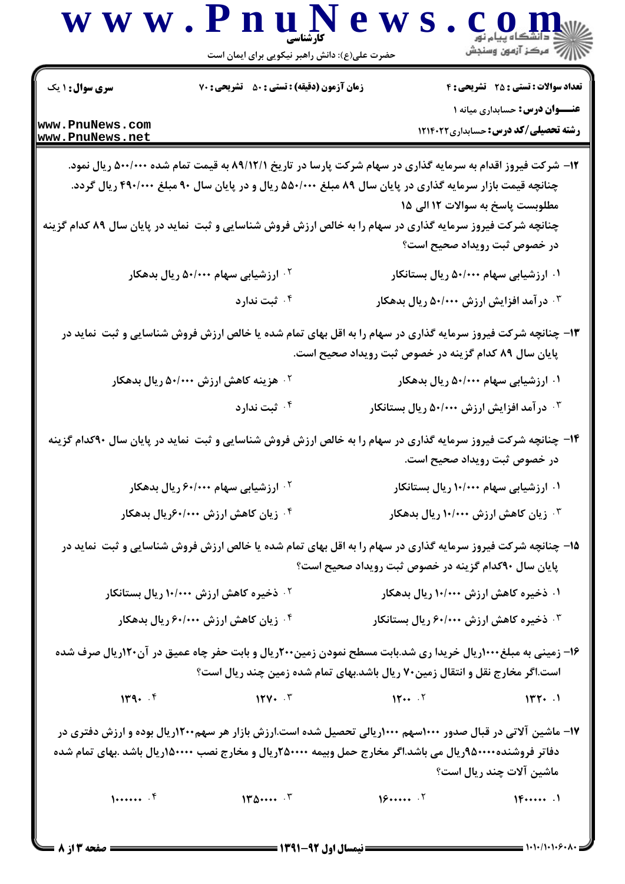۱۲- شرکت فیروز اقدام به سرمایه گذاری در سهام شرکت پارسا در تاریخ ۸۹/۱۲/۱ به قیمت تمام شده ۵۰۰/۰۰۰ ریال نمود. چنانچه قیمت بازار سرمایه گذاری در پایان سال ۸۹ مبلغ ۵۵۰/۰۰۰ ریال و در پایان سال ۹۰ مبلغ ۴۹۰/۰۰۰ ریال گردد.

مطلوبست پاسخ به سوالات ۱۲ الی ۱۵

چنانچه شرکت فیروز سرمایه گذاری در سهام را به خالص ارزش فروش شناسایی و ثبت نماید در پایان سال ۸۹ کدام گزینه در خصوص ثبت رویداد صحیح است؟

۱. ارزشیابی سهام ۵۰/۰۰۰ ریال بستانکار

۲. ارزشیابی سهام ۵۰/۰۰۰ ریال بدهکار

۳. درآمد افزایش ارزش ۵۰/۰۰۰ ریال بدهکار

۴. ثبت ندارد

۱۳- چنانچه شرکت فیروز سرمایه گذاری در سهام را به اقل بهای تمام شده یا خالص ارزش فروش شناسایی و ثبت نماید در پایان سال ۸۹ کدام گزینه در خصوص ثبت رویداد صحیح است.

۱. ارزشیابی سهام ۵۰/۰۰۰ ریال بدهکار

۲. هزینه کاهش ارزش ۵۰/۰۰۰ ریال بدهکار

۳. درآمد افزایش ارزش ۵۰/۰۰۰ ریال بستانکار

۴. ثبت ندارد

۱۴- چنانچه شرکت فیروز سرمایه گذاری در سهام را به خالص ارزش فروش شناسایی و ثبت نماید در پایان سال ۹۰کدام گزینه در خصوص ثبت رویداد صحیح است.

۱. ارزشیابی سهام ۱۰/۰۰۰ ریال بستانکار

۲. ارزشیابی سهام ۶۰/۰۰۰ ریال بدهکار

۳. زیان کاهش ارزش ۱۰/۰۰۰ ریال بدهکار

۴. زیان کاهش ارزش ۶۰/۰۰۰ریال بدهکار

۱۵- چنانچه شرکت فیروز سرمایه گذاری در سهام را به اقل بهای تمام شده یا خالص ارزش فروش شناسایی و ثبت نماید در پایان سال ۹۰کدام گزینه در خصوص ثبت رویداد صحیح است؟

۱. ذخیره کاهش ارزش ۱۰/۰۰۰ ریال بدهکار

۲. ذخیره کاهش ارزش ۱۰/۰۰۰ ریال بستانکار

۳. ذخیره کاهش ارزش ۶۰/۰۰۰ ریال بستانکار

۴. زیان کاهش ارزش ۶۰/۰۰۰ ریال بدهکار

۱۶- زمینی به مبلغ۱۰۰۰ریال خریدا ری شد.بابت مسطح نمودن زمین۲۰۰ریال و بابت حفر چاه عمیق در آن۱۲۰ریال صرف شده است.اگر مخارج نقل و انتقال زمین۷۰ ریال باشد.بهای تمام شده زمین چند ریال است؟

۱. ۱۳۲۰

۲. ۱۲۰۰

۳. ۱۲۷۰

۴. ۱۳۹۰

۱۷- ماشین آلاتی در قبال صدور ۱۰۰۰سهم ۱۰۰۰ریالی تحصیل شده است.ارزش بازار هر سهم۱۲۰۰ریال بوده و ارزش دفتری در دفاتر فروشنده۹۵۰۰۰۰ریال می باشد.اگر مخارج حمل وبیمه ۲۵۰۰۰۰ریال و مخارج نصب ۱۵۰۰۰۰ریال باشد .بهای تمام شده ماشین آلات چند ریال است؟

۱. ۱۴۰۰۰۰۰

۲. ۱۶۰۰۰۰۰

۳. ۱۳۵۰۰۰۰

۴. ۱۰۰۰۰۰۰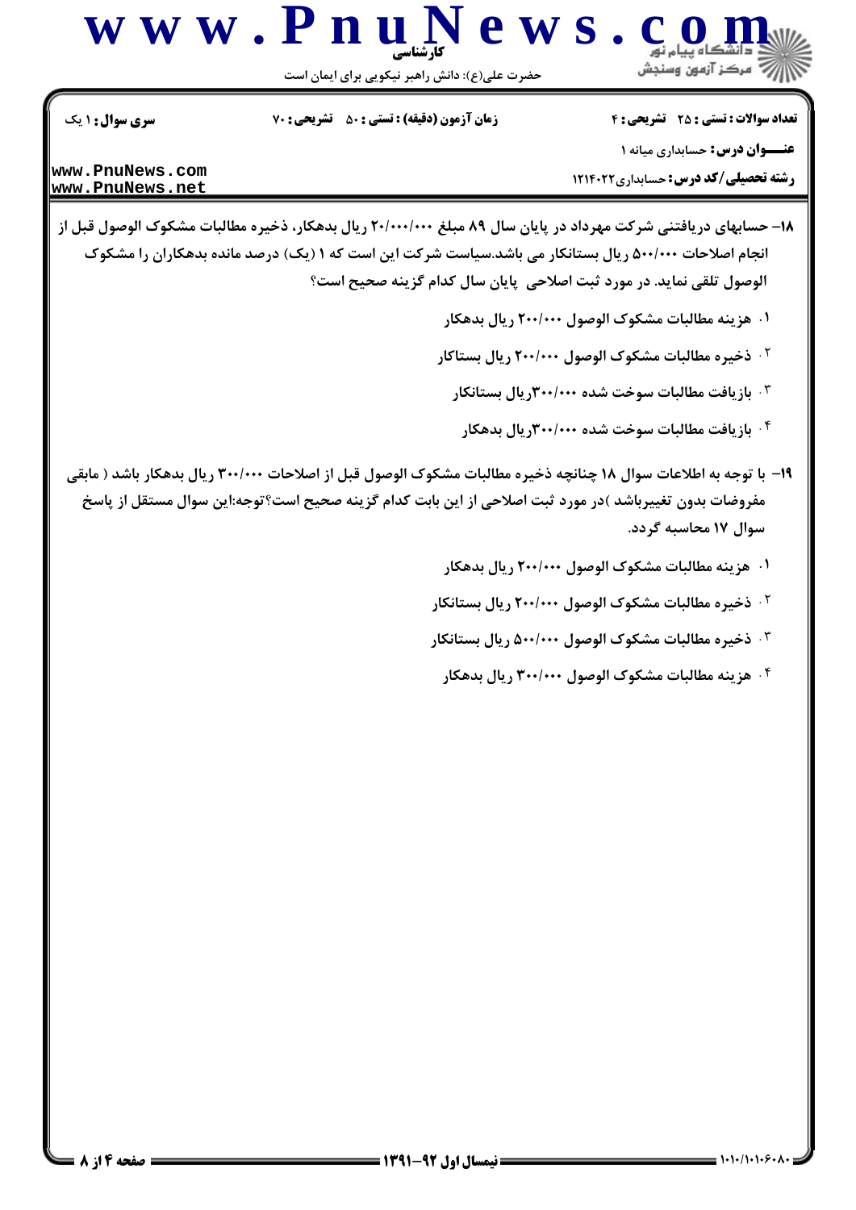**سری سوال:** ۱ یک

**زمان آزمون (دقیقه) : تستی : ۵۰ تشریحی : ۷۰**

**تعداد سوالات : تستی : ۲۵ تشریحی : ۴**

**عنـــوان درس:** حسابداری میانه ۱

**رشته تحصیلی/کد درس:** حسابداری ۱۲۱۴۰۲۲

۱۸– حسابهای دریافتنی شرکت مهرداد در پایان سال ۸۹ مبلغ ۲۰/۰۰۰/۰۰۰ ریال بدهکار، ذخیره مطالبات مشکوک الوصول قبل از انجام اصلاحات ۵۰۰/۰۰۰ ریال بستانکار می باشد.سیاست شرکت این است که ۱ (یک) درصد مانده بدهکاران را مشکوک الوصول تلقی نماید. در مورد ثبت اصلاحی پایان سال کدام گزینه صحیح است؟

۱. هزینه مطالبات مشکوک الوصول ۲۰۰/۰۰۰ ریال بدهکار

۲. ذخیره مطالبات مشکوک الوصول ۲۰۰/۰۰۰ ریال بستاکار

۳. بازیافت مطالبات سوخت شده ۳۰۰/۰۰۰ریال بستانکار

۴. بازیافت مطالبات سوخت شده ۳۰۰/۰۰۰ریال بدهکار

۱۹– با توجه به اطلاعات سوال ۱۸ چنانچه ذخیره مطالبات مشکوک الوصول قبل از اصلاحات ۳۰۰/۰۰۰ ریال بدهکار باشد ( مابقی مفروضات بدون تغییرباشد )در مورد ثبت اصلاحی از این بابت کدام گزینه صحیح است؟توجه:این سوال مستقل از پاسخ سوال ۱۷ محاسبه گردد.

۱. هزینه مطالبات مشکوک الوصول ۲۰۰/۰۰۰ ریال بدهکار

۲. ذخیره مطالبات مشکوک الوصول ۲۰۰/۰۰۰ ریال بستانکار

۳. ذخیره مطالبات مشکوک الوصول ۵۰۰/۰۰۰ ریال بستانکار

۴. هزینه مطالبات مشکوک الوصول ۳۰۰/۰۰۰ ریال بدهکار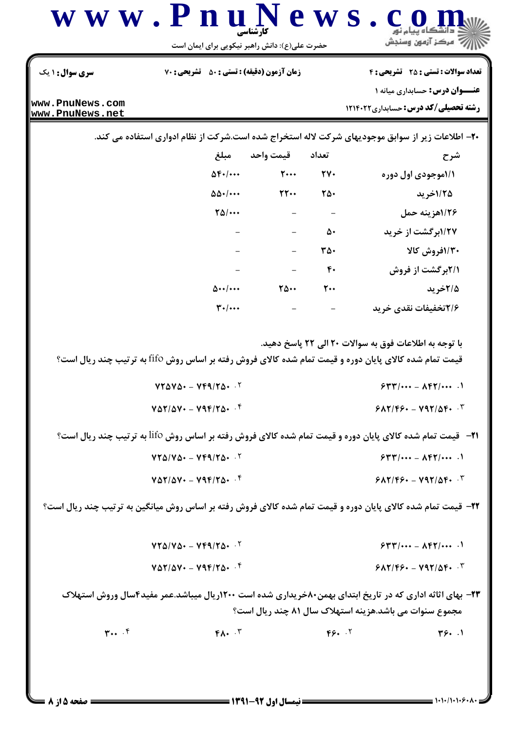۲۰– اطلاعات زیر از سوابق موجودیهای شرکت لاله استخراج شده است.شرکت از نظام ادواری استفاده می کند.

| شرح | تعداد | قیمت واحد | مبلغ |
|---|---|---|---|
| ۱/۱موجودی اول دوره | ۲۷۰ | ۲۰۰۰ | ۵۴۰/۰۰۰ |
| ۱/۲۵خرید | ۲۵۰ | ۲۲۰۰ | ۵۵۰/۰۰۰ |
| ۱/۲۶هزینه حمل | – | – | ۲۵/۰۰۰ |
| ۱/۲۷برگشت از خرید | ۵۰ | – | – |
| ۱/۳۰فروش کالا | ۳۵۰ | – | – |
| ۲/۱برگشت از فروش | ۴۰ | – | – |
| ۲/۵خرید | ۲۰۰ | ۲۵۰۰ | ۵۰۰/۰۰۰ |
| ۲/۶تخفیفات نقدی خرید | – | – | ۳۰/۰۰۰ |

با توجه به اطلاعات فوق به سوالات ۲۰ الی ۲۲ پاسخ دهید.

قیمت تمام شده کالای پایان دوره و قیمت تمام شده کالای فروش رفته بر اساس روش fifo به ترتیب چند ریال است؟

۱. ۶۳۳/۰۰۰ – ۸۴۲/۰۰۰

۲. ۷۴۹/۲۵۰ – ۷۲۵۷۵۰

۳. ۶۸۲/۴۶۰ – ۷۹۲/۵۴۰

۴. ۷۹۴/۲۵۰ – ۷۵۲/۵۷۰

۲۱– قیمت تمام شده کالای پایان دوره و قیمت تمام شده کالای فروش رفته بر اساس روش lifo به ترتیب چند ریال است؟

۱. ۶۳۳/۰۰۰ – ۸۴۲/۰۰۰

۲. ۷۴۹/۲۵۰ – ۷۲۵/۷۵۰

۳. ۶۸۲/۴۶۰ – ۷۹۲/۵۴۰

۴. ۷۹۴/۲۵۰ – ۷۵۲/۵۷۰

۲۲– قیمت تمام شده کالای پایان دوره و قیمت تمام شده کالای فروش رفته بر اساس روش میانگین به ترتیب چند ریال است؟

۱. ۶۳۳/۰۰۰ – ۸۴۲/۰۰۰

۲. ۷۴۹/۲۵۰ – ۷۲۵/۷۵۰

۳. ۶۸۲/۴۶۰ – ۷۹۲/۵۴۰

۴. ۷۹۴/۲۵۰ – ۷۵۲/۵۷۰

۲۳– بهای اثاثه اداری که در تاریخ ابتدای بهمن۸۰خریداری شده است ۱۲۰۰ریال میباشد.عمر مفید۴سال وروش استهلاک مجموع سنوات می باشد.هزینه استهلاک سال ۸۱ چند ریال است؟

۱. ۳۶۰

۲. ۴۶۰

۳. ۴۸۰

۴. ۳۰۰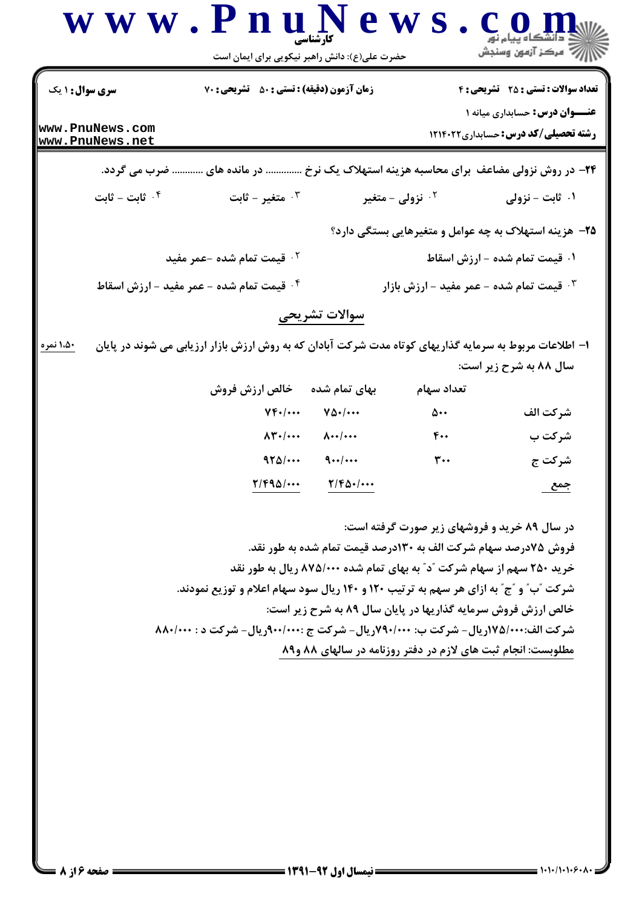| سری سوال: ۱ یک | زمان آزمون (دقیقه) : تستی : ۵۰ تشریحی : ۷۰ | تعداد سوالات : تستی : ۲۵ تشریحی : ۴ |
|---|---|---|

**عنـــوان درس:** حسابداری میانه ۱

**رشته تحصیلی/کد درس:** حسابداری۱۲۱۴۰۲۲

**۲۴-** در روش نزولی مضاعف برای محاسبه هزینه استهلاک یک نرخ ............ در مانده های ........... ضرب می گردد.

۱. ثابت - نزولی
۲. نزولی - متغیر
۳. متغیر - ثابت
۴. ثابت - ثابت

**۲۵-** هزینه استهلاک به چه عوامل و متغیرهایی بستگی دارد؟

۱. قیمت تمام شده - ارزش اسقاط
۲. قیمت تمام شده -عمر مفید
۳. قیمت تمام شده - عمر مفید - ارزش بازار
۴. قیمت تمام شده - عمر مفید - ارزش اسقاط

## سوالات تشریحی

**۱-** اطلاعات مربوط به سرمایه گذاریهای کوتاه مدت شرکت آبادان که به روش ارزش بازار ارزیابی می شوند در پایان سال ۸۸ به شرح زیر است: (۱،۵۰ نمره)

| | تعداد سهام | بهای تمام شده | خالص ارزش فروش |
|---|---|---|---|
| شرکت الف | ۵۰۰ | ۷۵۰/۰۰۰ | ۷۴۰/۰۰۰ |
| شرکت ب | ۴۰۰ | ۸۰۰/۰۰۰ | ۸۳۰/۰۰۰ |
| شرکت ج | ۳۰۰ | ۹۰۰/۰۰۰ | ۹۲۵/۰۰۰ |
| جمع | | ۲/۴۵۰/۰۰۰ | ۲/۴۹۵/۰۰۰ |

در سال ۸۹ خرید و فروشهای زیر صورت گرفته است:

فروش ۷۵درصد سهام شرکت الف به ۱۳۰درصد قیمت تمام شده به طور نقد.

خرید ۲۵۰ سهم از سهام شرکت "د" به بهای تمام شده ۸۷۵/۰۰۰ ریال به طور نقد

شرکت "ب" و "ج" به ازای هر سهم به ترتیب ۱۲۰ و ۱۴۰ ریال سود سهام اعلام و توزیع نمودند.

خالص ارزش فروش سرمایه گذاریها در پایان سال ۸۹ به شرح زیر است:

شرکت الف:۱۷۵/۰۰۰ریال- شرکت ب: ۷۹۰/۰۰۰ریال- شرکت ج :۹۰۰/۰۰۰ریال- شرکت د : ۸۸۰/۰۰۰

مطلوبست: انجام ثبت های لازم در دفتر روزنامه در سالهای ۸۸ و۸۹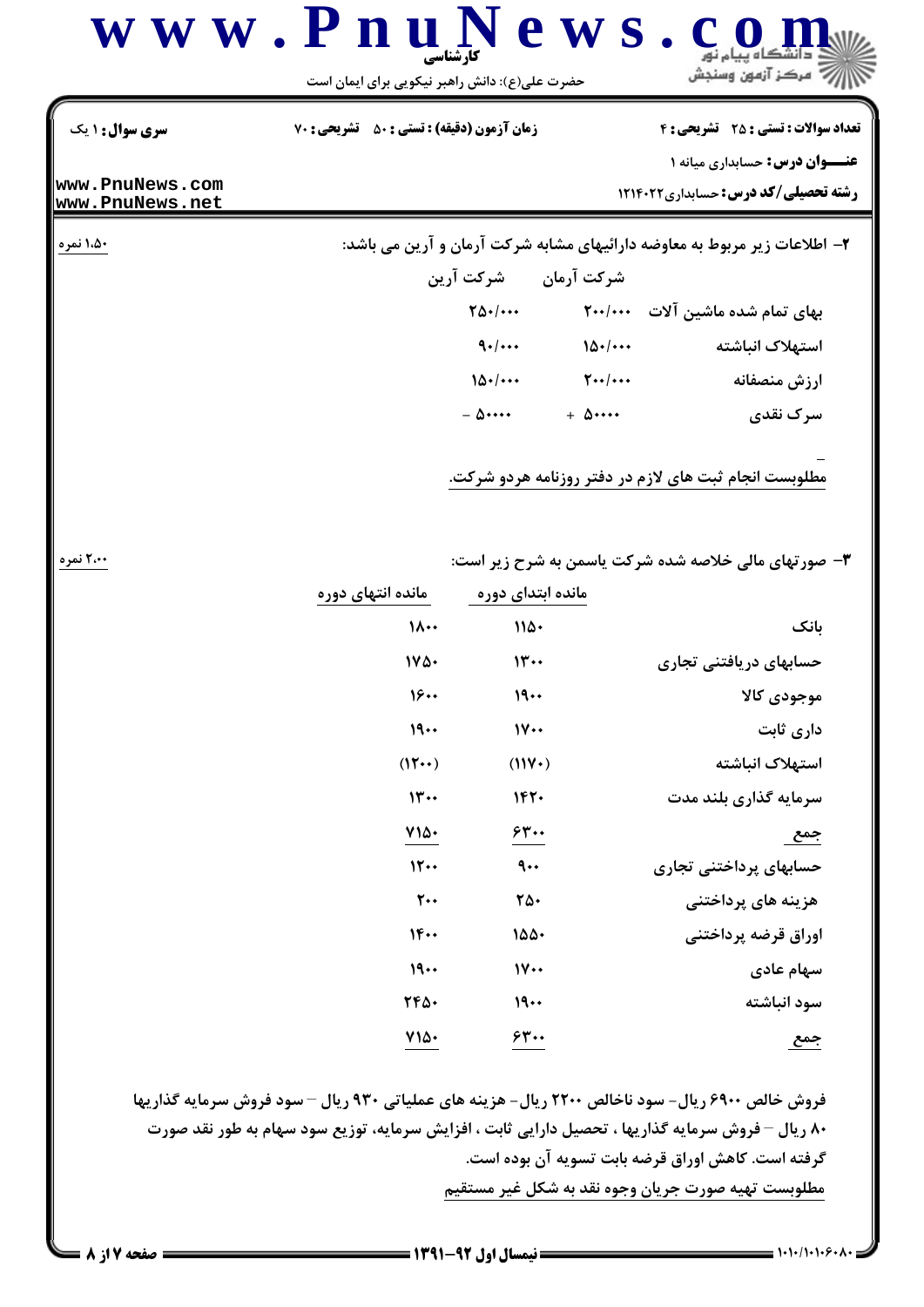**سری سوال:** ۱ یک | **زمان آزمون (دقیقه) : تستی :** ۵۰ **تشریحی :** ۷۰ | **تعداد سوالات : تستی :** ۲۵ **تشریحی :** ۴

**عنوان درس:** حسابداری میانه ۱

**رشته تحصیلی/کد درس:** حسابداری ۱۲۱۴۰۲۲

۲- اطلاعات زیر مربوط به معاوضه دارائیهای مشابه شرکت آرمان و آرین می باشد: **۱،۵۰ نمره**

| | شرکت آرمان | شرکت آرین |
|---|---|---|
| بهای تمام شده ماشین آلات | ۲۰۰/۰۰۰ | ۲۵۰/۰۰۰ |
| استهلاک انباشته | ۱۵۰/۰۰۰ | ۹۰/۰۰۰ |
| ارزش منصفانه | ۲۰۰/۰۰۰ | ۱۵۰/۰۰۰ |
| سرک نقدی | + ۵۰۰۰۰ | - ۵۰۰۰۰ |

مطلوبست انجام ثبت های لازم در دفتر روزنامه هردو شرکت.

۳- صورتهای مالی خلاصه شده شرکت یاسمن به شرح زیر است: **۲،۰۰ نمره**

| | مانده ابتدای دوره | مانده انتهای دوره |
|---|---|---|
| بانک | ۱۱۵۰ | ۱۸۰۰ |
| حسابهای دریافتنی تجاری | ۱۳۰۰ | ۱۷۵۰ |
| موجودی کالا | ۱۹۰۰ | ۱۶۰۰ |
| داری ثابت | ۱۷۰۰ | ۱۹۰۰ |
| استهلاک انباشته | (۱۱۷۰) | (۱۲۰۰) |
| سرمایه گذاری بلند مدت | ۱۴۲۰ | ۱۳۰۰ |
| جمع | ۶۳۰۰ | ۷۱۵۰ |
| حسابهای پرداختنی تجاری | ۹۰۰ | ۱۲۰۰ |
| هزینه های پرداختنی | ۲۵۰ | ۲۰۰ |
| اوراق قرضه پرداختنی | ۱۵۵۰ | ۱۴۰۰ |
| سهام عادی | ۱۷۰۰ | ۱۹۰۰ |
| سود انباشته | ۱۹۰۰ | ۲۴۵۰ |
| جمع | ۶۳۰۰ | ۷۱۵۰ |

فروش خالص ۶۹۰۰ ریال- سود ناخالص ۲۲۰۰ ریال- هزینه های عملیاتی ۹۳۰ ریال – سود فروش سرمایه گذاریها ۸۰ ریال – فروش سرمایه گذاریها ، تحصیل دارایی ثابت ، افزایش سرمایه، توزیع سود سهام به طور نقد صورت گرفته است. کاهش اوراق قرضه بابت تسویه آن بوده است.

مطلوبست تهیه صورت جریان وجوه نقد به شکل غیر مستقیم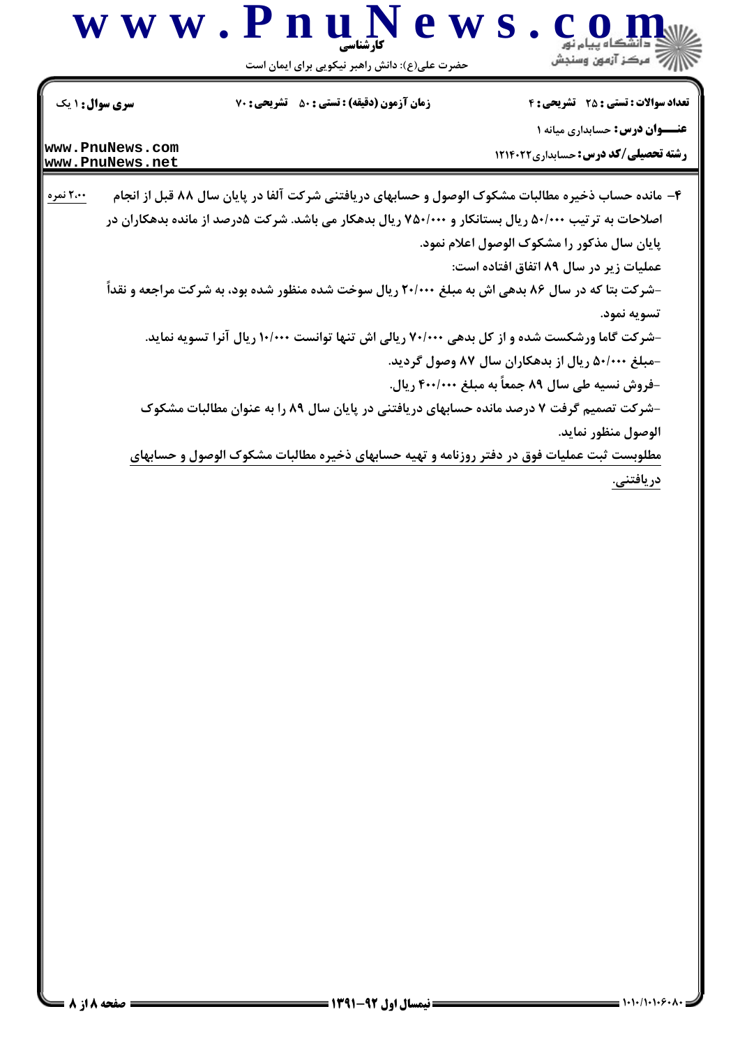۴- مانده حساب ذخیره مطالبات مشکوک الوصول و حسابهای دریافتنی شرکت آلفا در پایان سال ۸۸ قبل از انجام اصلاحات به ترتیب ۵۰/۰۰۰ ریال بستانکار و ۷۵۰/۰۰۰ ریال بدهکار می باشد. شرکت ۵درصد از مانده بدهکاران در پایان سال مذکور را مشکوک الوصول اعلام نمود. (۲،۰۰ نمره)

عملیات زیر در سال ۸۹ اتفاق افتاده است:

-شرکت بتا که در سال ۸۶ بدهی اش به مبلغ ۲۰/۰۰۰ ریال سوخت شده منظور شده بود، به شرکت مراجعه و نقداً تسویه نمود.

-شرکت گاما ورشکست شده و از کل بدهی ۷۰/۰۰۰ ریالی اش تنها توانست ۱۰/۰۰۰ ریال آنرا تسویه نماید.

-مبلغ ۵۰/۰۰۰ ریال از بدهکاران سال ۸۷ وصول گردید.

-فروش نسیه طی سال ۸۹ جمعاً به مبلغ ۴۰۰/۰۰۰ ریال.

-شرکت تصمیم گرفت ۷ درصد مانده حسابهای دریافتنی در پایان سال ۸۹ را به عنوان مطالبات مشکوک الوصول منظور نماید.

مطلوبست ثبت عملیات فوق در دفتر روزنامه و تهیه حسابهای ذخیره مطالبات مشکوک الوصول و حسابهای دریافتنی.